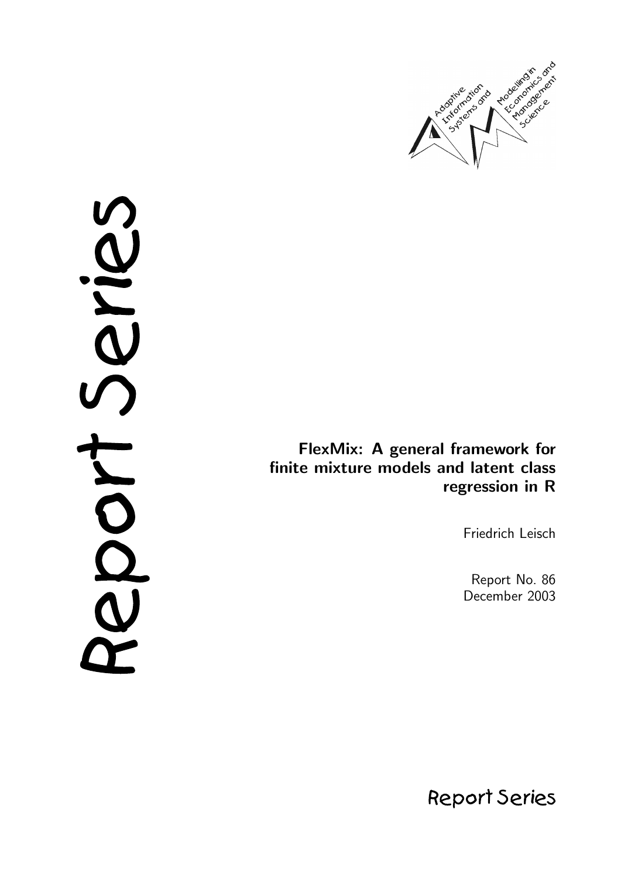Report Series

# FlexMix: A general framework for finite mixture models and latent class regression in R

Friedrich Leisch

Report No. 86
December 2003

Adaptive Information Systems and Modelling in Economics and Management Science

Report Series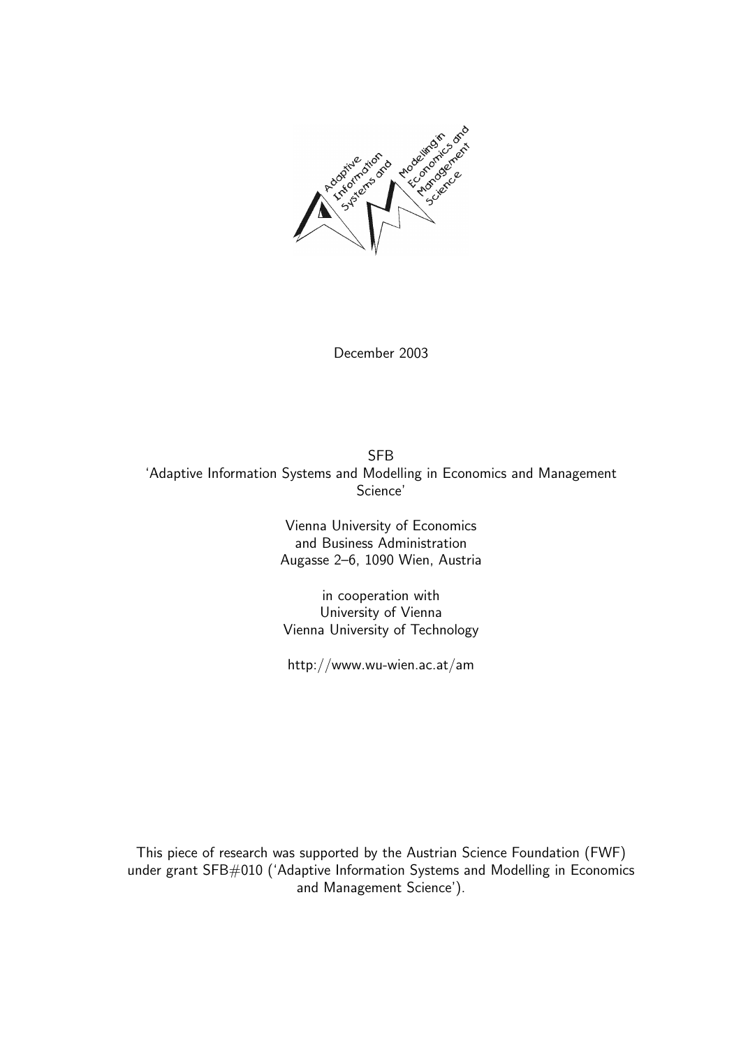December 2003

SFB
'Adaptive Information Systems and Modelling in Economics and Management Science'

Vienna University of Economics
and Business Administration
Augasse 2–6, 1090 Wien, Austria

in cooperation with
University of Vienna
Vienna University of Technology

http://www.wu-wien.ac.at/am

This piece of research was supported by the Austrian Science Foundation (FWF) under grant SFB#010 ('Adaptive Information Systems and Modelling in Economics and Management Science').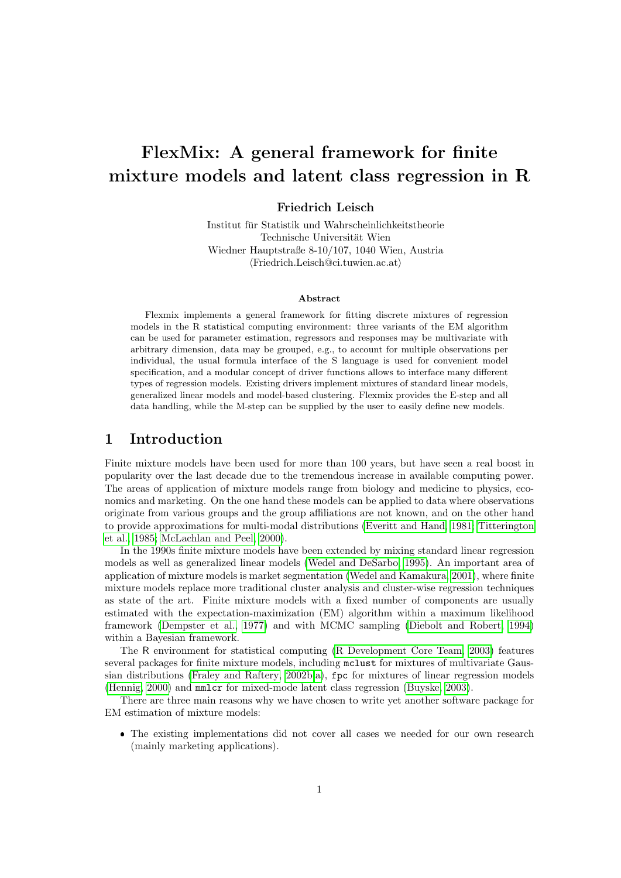# FlexMix: A general framework for finite mixture models and latent class regression in R

**Friedrich Leisch**

Institut für Statistik und Wahrscheinlichkeitstheorie
Technische Universität Wien
Wiedner Hauptstraße 8-10/107, 1040 Wien, Austria
⟨Friedrich.Leisch@ci.tuwien.ac.at⟩

### Abstract

Flexmix implements a general framework for fitting discrete mixtures of regression models in the R statistical computing environment: three variants of the EM algorithm can be used for parameter estimation, regressors and responses may be multivariate with arbitrary dimension, data may be grouped, e.g., to account for multiple observations per individual, the usual formula interface of the S language is used for convenient model specification, and a modular concept of driver functions allows to interface many different types of regression models. Existing drivers implement mixtures of standard linear models, generalized linear models and model-based clustering. Flexmix provides the E-step and all data handling, while the M-step can be supplied by the user to easily define new models.

## 1 Introduction

Finite mixture models have been used for more than 100 years, but have seen a real boost in popularity over the last decade due to the tremendous increase in available computing power. The areas of application of mixture models range from biology and medicine to physics, economics and marketing. On the one hand these models can be applied to data where observations originate from various groups and the group affiliations are not known, and on the other hand to provide approximations for multi-modal distributions (Everitt and Hand, 1981; Titterington et al., 1985; McLachlan and Peel, 2000).

In the 1990s finite mixture models have been extended by mixing standard linear regression models as well as generalized linear models (Wedel and DeSarbo, 1995). An important area of application of mixture models is market segmentation (Wedel and Kamakura, 2001), where finite mixture models replace more traditional cluster analysis and cluster-wise regression techniques as state of the art. Finite mixture models with a fixed number of components are usually estimated with the expectation-maximization (EM) algorithm within a maximum likelihood framework (Dempster et al., 1977) and with MCMC sampling (Diebolt and Robert, 1994) within a Bayesian framework.

The R environment for statistical computing (R Development Core Team, 2003) features several packages for finite mixture models, including `mclust` for mixtures of multivariate Gaussian distributions (Fraley and Raftery, 2002b,a), `fpc` for mixtures of linear regression models (Hennig, 2000) and `mmlcr` for mixed-mode latent class regression (Buyske, 2003).

There are three main reasons why we have chosen to write yet another software package for EM estimation of mixture models:

- The existing implementations did not cover all cases we needed for our own research (mainly marketing applications).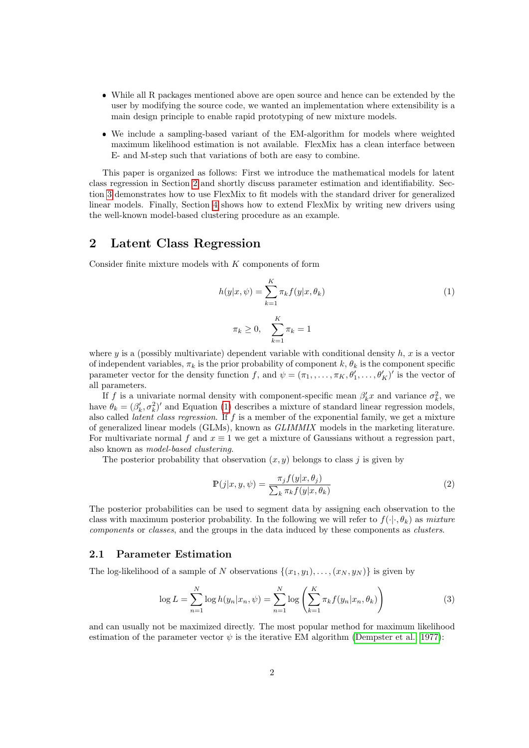- While all R packages mentioned above are open source and hence can be extended by the user by modifying the source code, we wanted an implementation where extensibility is a main design principle to enable rapid prototyping of new mixture models.
- We include a sampling-based variant of the EM-algorithm for models where weighted maximum likelihood estimation is not available. FlexMix has a clean interface between E- and M-step such that variations of both are easy to combine.

This paper is organized as follows: First we introduce the mathematical models for latent class regression in Section 2 and shortly discuss parameter estimation and identifiability. Section 3 demonstrates how to use FlexMix to fit models with the standard driver for generalized linear models. Finally, Section 4 shows how to extend FlexMix by writing new drivers using the well-known model-based clustering procedure as an example.

## 2 Latent Class Regression

Consider finite mixture models with $K$ components of form

$$h(y|x,\psi) = \sum_{k=1}^{K} \pi_k f(y|x,\theta_k) \tag{1}$$

$$\pi_k \geq 0, \quad \sum_{k=1}^{K} \pi_k = 1$$

where $y$ is a (possibly multivariate) dependent variable with conditional density $h$, $x$ is a vector of independent variables, $\pi_k$ is the prior probability of component $k$, $\theta_k$ is the component specific parameter vector for the density function $f$, and $\psi = (\pi_1, \ldots, \pi_K, \theta'_1, \ldots, \theta'_K)'$ is the vector of all parameters.

If $f$ is a univariate normal density with component-specific mean $\beta'_k x$ and variance $\sigma^2_k$, we have $\theta_k = (\beta'_k, \sigma^2_k)'$ and Equation (1) describes a mixture of standard linear regression models, also called *latent class regression*. If $f$ is a member of the exponential family, we get a mixture of generalized linear models (GLMs), known as *GLIMMIX* models in the marketing literature. For multivariate normal $f$ and $x \equiv 1$ we get a mixture of Gaussians without a regression part, also known as *model-based clustering*.

The posterior probability that observation $(x, y)$ belongs to class $j$ is given by

$$\mathbb{P}(j|x,y,\psi) = \frac{\pi_j f(y|x,\theta_j)}{\sum_k \pi_k f(y|x,\theta_k)} \tag{2}$$

The posterior probabilities can be used to segment data by assigning each observation to the class with maximum posterior probability. In the following we will refer to $f(\cdot|\cdot,\theta_k)$ as *mixture components* or *classes*, and the groups in the data induced by these components as *clusters*.

### 2.1 Parameter Estimation

The log-likelihood of a sample of $N$ observations $\{(x_1, y_1), \ldots, (x_N, y_N)\}$ is given by

$$\log L = \sum_{n=1}^{N} \log h(y_n|x_n,\psi) = \sum_{n=1}^{N} \log\left(\sum_{k=1}^{K} \pi_k f(y_n|x_n,\theta_k)\right) \tag{3}$$

and can usually not be maximized directly. The most popular method for maximum likelihood estimation of the parameter vector $\psi$ is the iterative EM algorithm (Dempster et al. 1977):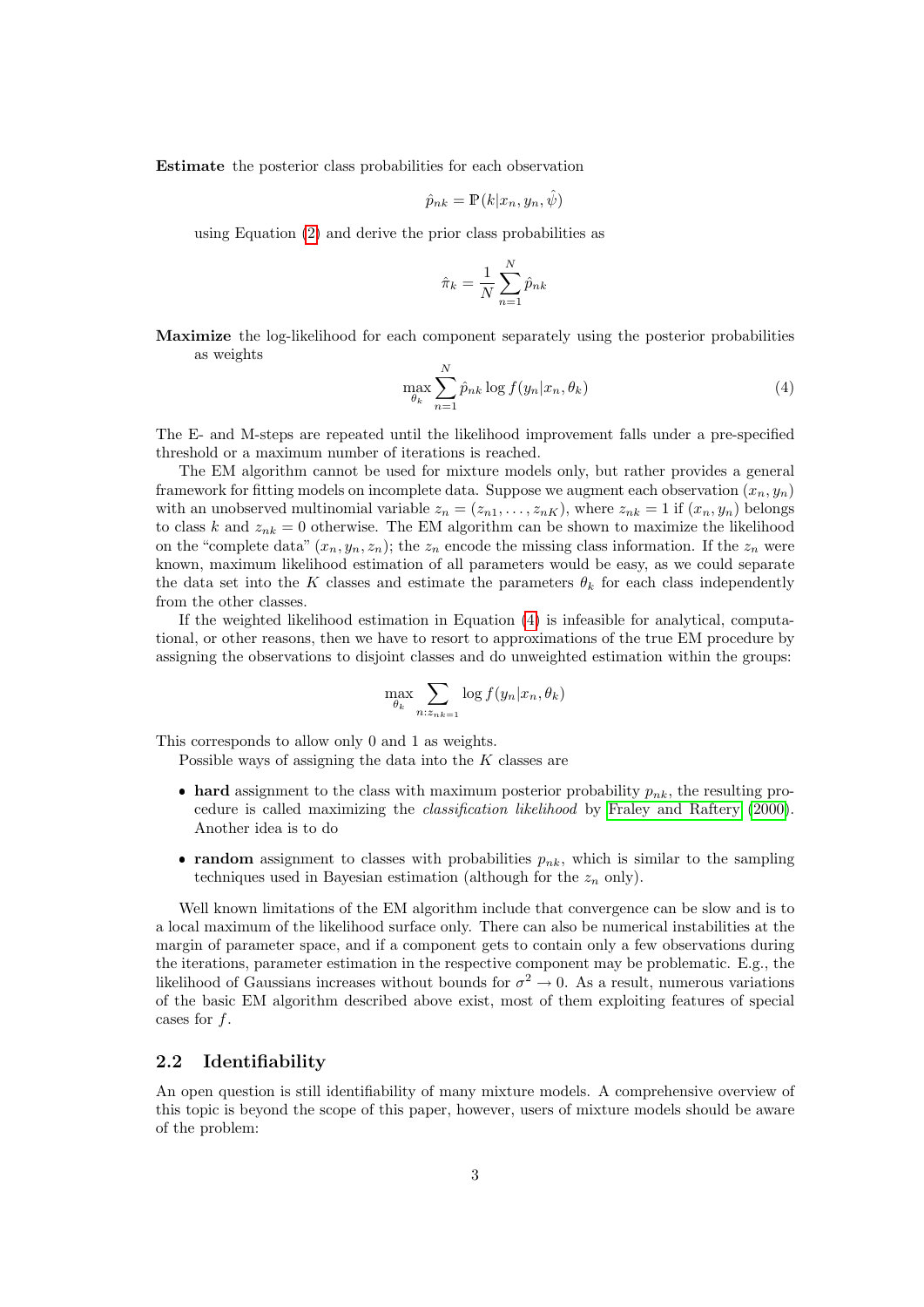**Estimate** the posterior class probabilities for each observation

$$\hat{p}_{nk} = \mathbb{P}(k|x_n, y_n, \hat{\psi})$$

using Equation (2) and derive the prior class probabilities as

$$\hat{\pi}_k = \frac{1}{N} \sum_{n=1}^{N} \hat{p}_{nk}$$

**Maximize** the log-likelihood for each component separately using the posterior probabilities as weights

$$\max_{\theta_k} \sum_{n=1}^{N} \hat{p}_{nk} \log f(y_n|x_n, \theta_k) \tag{4}$$

The E- and M-steps are repeated until the likelihood improvement falls under a pre-specified threshold or a maximum number of iterations is reached.

The EM algorithm cannot be used for mixture models only, but rather provides a general framework for fitting models on incomplete data. Suppose we augment each observation $(x_n, y_n)$ with an unobserved multinomial variable $z_n = (z_{n1}, \ldots, z_{nK})$, where $z_{nk} = 1$ if $(x_n, y_n)$ belongs to class $k$ and $z_{nk} = 0$ otherwise. The EM algorithm can be shown to maximize the likelihood on the "complete data" $(x_n, y_n, z_n)$; the $z_n$ encode the missing class information. If the $z_n$ were known, maximum likelihood estimation of all parameters would be easy, as we could separate the data set into the $K$ classes and estimate the parameters $\theta_k$ for each class independently from the other classes.

If the weighted likelihood estimation in Equation (4) is infeasible for analytical, computational, or other reasons, then we have to resort to approximations of the true EM procedure by assigning the observations to disjoint classes and do unweighted estimation within the groups:

$$\max_{\theta_k} \sum_{n: z_{nk=1}} \log f(y_n|x_n, \theta_k)$$

This corresponds to allow only 0 and 1 as weights.

Possible ways of assigning the data into the $K$ classes are

- **hard** assignment to the class with maximum posterior probability $p_{nk}$, the resulting procedure is called maximizing the *classification likelihood* by Fraley and Raftery (2000). Another idea is to do
- **random** assignment to classes with probabilities $p_{nk}$, which is similar to the sampling techniques used in Bayesian estimation (although for the $z_n$ only).

Well known limitations of the EM algorithm include that convergence can be slow and is to a local maximum of the likelihood surface only. There can also be numerical instabilities at the margin of parameter space, and if a component gets to contain only a few observations during the iterations, parameter estimation in the respective component may be problematic. E.g., the likelihood of Gaussians increases without bounds for $\sigma^2 \to 0$. As a result, numerous variations of the basic EM algorithm described above exist, most of them exploiting features of special cases for $f$.

## 2.2 Identifiability

An open question is still identifiability of many mixture models. A comprehensive overview of this topic is beyond the scope of this paper, however, users of mixture models should be aware of the problem: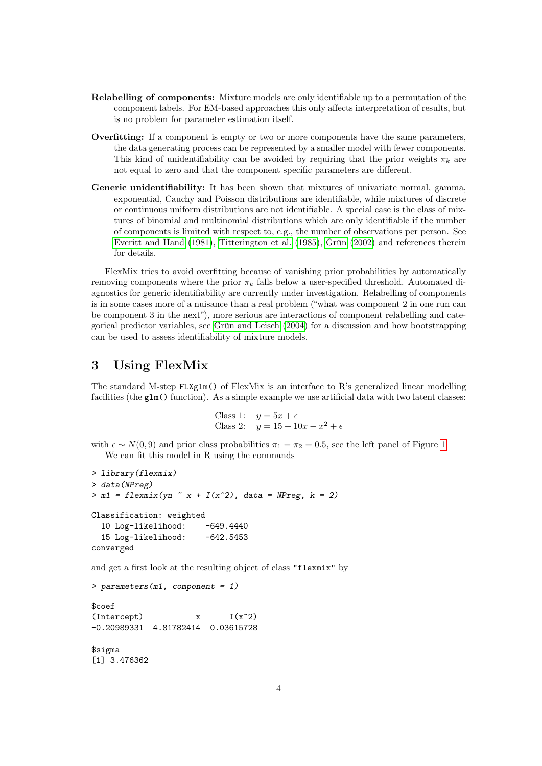**Relabelling of components:** Mixture models are only identifiable up to a permutation of the component labels. For EM-based approaches this only affects interpretation of results, but is no problem for parameter estimation itself.

**Overfitting:** If a component is empty or two or more components have the same parameters, the data generating process can be represented by a smaller model with fewer components. This kind of unidentifiability can be avoided by requiring that the prior weights $\pi_k$ are not equal to zero and that the component specific parameters are different.

**Generic unidentifiability:** It has been shown that mixtures of univariate normal, gamma, exponential, Cauchy and Poisson distributions are identifiable, while mixtures of discrete or continuous uniform distributions are not identifiable. A special case is the class of mixtures of binomial and multinomial distributions which are only identifiable if the number of components is limited with respect to, e.g., the number of observations per person. See Everitt and Hand (1981), Titterington et al. (1985), Grün (2002) and references therein for details.

FlexMix tries to avoid overfitting because of vanishing prior probabilities by automatically removing components where the prior $\pi_k$ falls below a user-specified threshold. Automated diagnostics for generic identifiability are currently under investigation. Relabelling of components is in some cases more of a nuisance than a real problem ("what was component 2 in one run can be component 3 in the next"), more serious are interactions of component relabelling and categorical predictor variables, see Grün and Leisch (2004) for a discussion and how bootstrapping can be used to assess identifiability of mixture models.

## 3 Using FlexMix

The standard M-step `FLXglm()` of FlexMix is an interface to R's generalized linear modelling facilities (the `glm()` function). As a simple example we use artificial data with two latent classes:

$$
\begin{aligned}
\text{Class 1:} \quad & y = 5x + \epsilon \\
\text{Class 2:} \quad & y = 15 + 10x - x^2 + \epsilon
\end{aligned}
$$

with $\epsilon \sim N(0, 9)$ and prior class probabilities $\pi_1 = \pi_2 = 0.5$, see the left panel of Figure 1.

We can fit this model in R using the commands

```
> library(flexmix)
> data(NPreg)
> m1 = flexmix(yn ~ x + I(x^2), data = NPreg, k = 2)

Classification: weighted
  10 Log-likelihood:    -649.4440
  15 Log-likelihood:    -642.5453
converged
```

and get a first look at the resulting object of class "flexmix" by

```
> parameters(m1, component = 1)

$coef
(Intercept)           x      I(x^2)
-0.20989331  4.81782414  0.03615728

$sigma
[1] 3.476362
```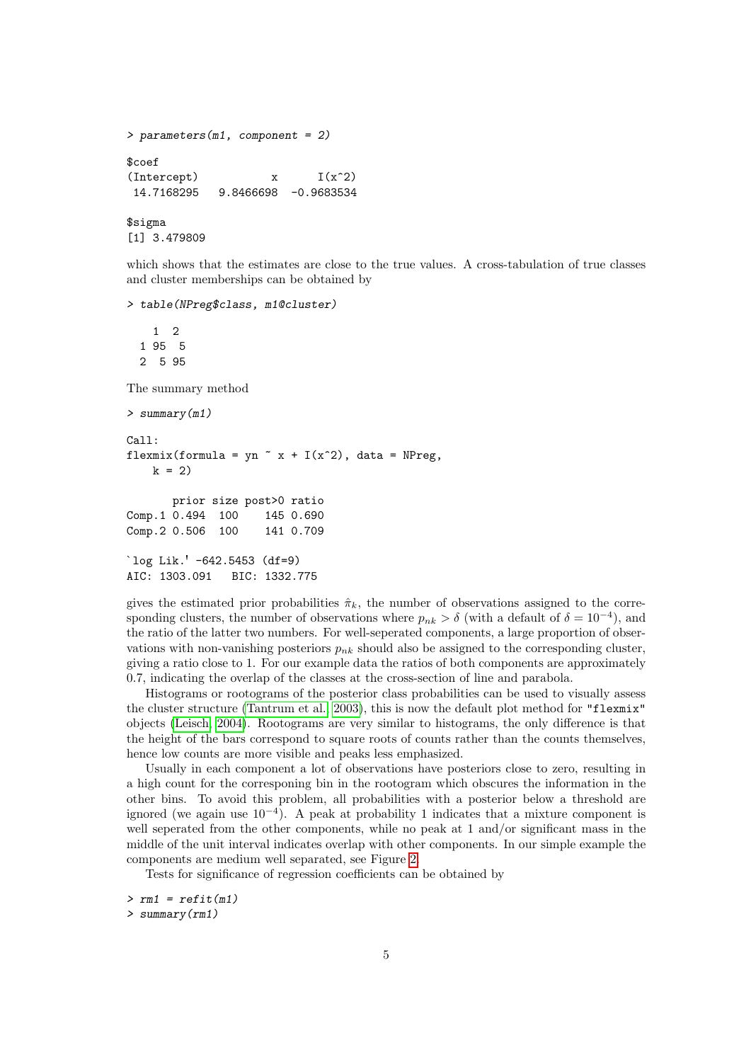```
> parameters(m1, component = 2)

$coef
(Intercept)           x      I(x^2)
 14.7168295   9.8466698  -0.9683534

$sigma
[1] 3.479809
```

which shows that the estimates are close to the true values. A cross-tabulation of true classes and cluster memberships can be obtained by

```
> table(NPreg$class, m1@cluster)

    1  2
  1 95  5
  2  5 95
```

The summary method

```
> summary(m1)

Call:
flexmix(formula = yn ~ x + I(x^2), data = NPreg,
    k = 2)

       prior size post>0 ratio
Comp.1 0.494  100    145 0.690
Comp.2 0.506  100    141 0.709

`log Lik.' -642.5453 (df=9)
AIC: 1303.091   BIC: 1332.775
```

gives the estimated prior probabilities $\hat{\pi}_k$, the number of observations assigned to the corresponding clusters, the number of observations where $p_{nk} > \delta$ (with a default of $\delta = 10^{-4}$), and the ratio of the latter two numbers. For well-seperated components, a large proportion of observations with non-vanishing posteriors $p_{nk}$ should also be assigned to the corresponding cluster, giving a ratio close to 1. For our example data the ratios of both components are approximately 0.7, indicating the overlap of the classes at the cross-section of line and parabola.

Histograms or rootograms of the posterior class probabilities can be used to visually assess the cluster structure (Tantrum et al. 2003), this is now the default plot method for "flexmix" objects (Leisch 2004). Rootograms are very similar to histograms, the only difference is that the height of the bars correspond to square roots of counts rather than the counts themselves, hence low counts are more visible and peaks less emphasized.

Usually in each component a lot of observations have posteriors close to zero, resulting in a high count for the corresponing bin in the rootogram which obscures the information in the other bins. To avoid this problem, all probabilities with a posterior below a threshold are ignored (we again use $10^{-4}$). A peak at probability 1 indicates that a mixture component is well seperated from the other components, while no peak at 1 and/or significant mass in the middle of the unit interval indicates overlap with other components. In our simple example the components are medium well separated, see Figure 2.

Tests for significance of regression coefficients can be obtained by

```
> rm1 = refit(m1)
> summary(rm1)
```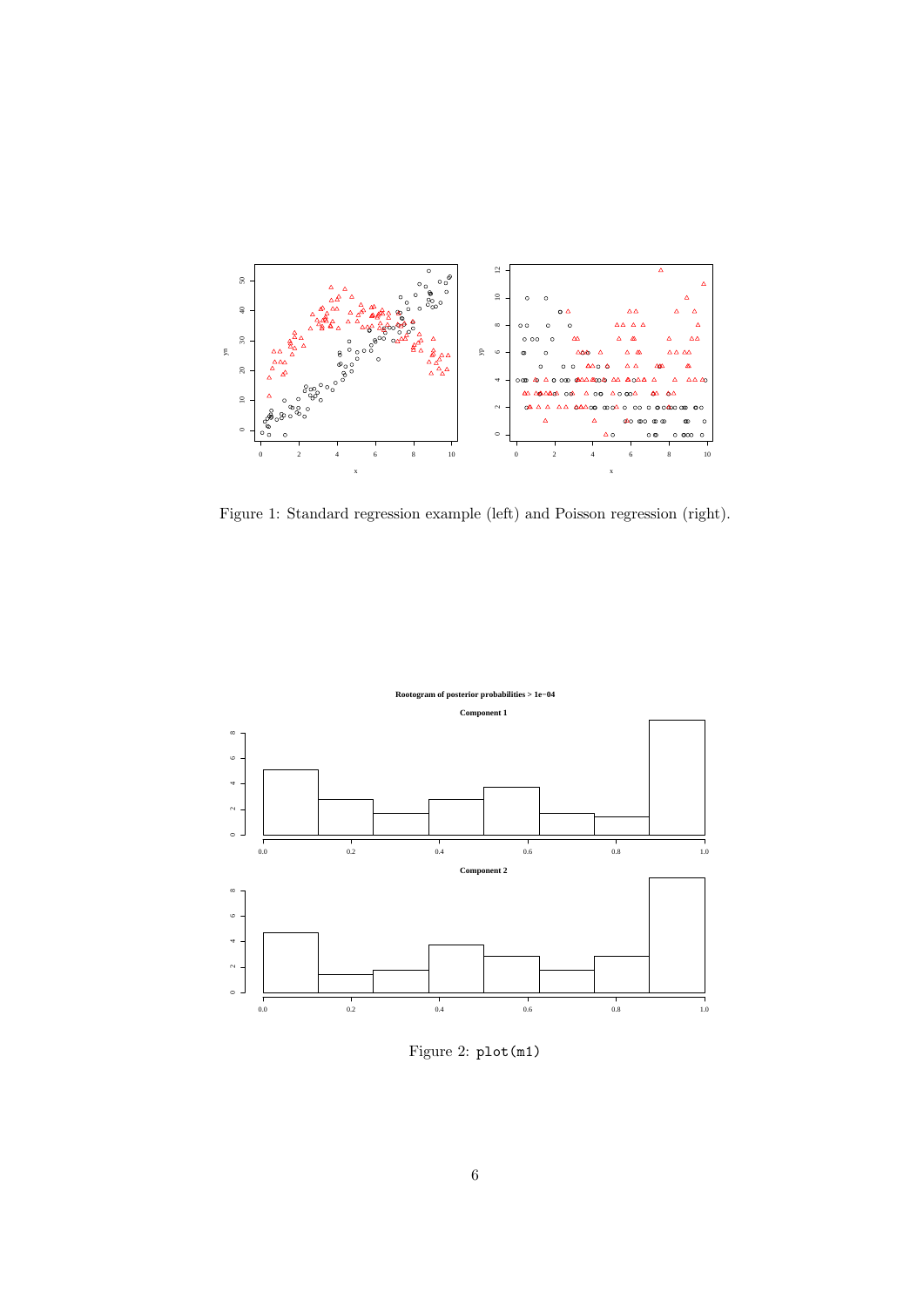Figure 1: Standard regression example (left) and Poisson regression (right).

Figure 2: `plot(m1)`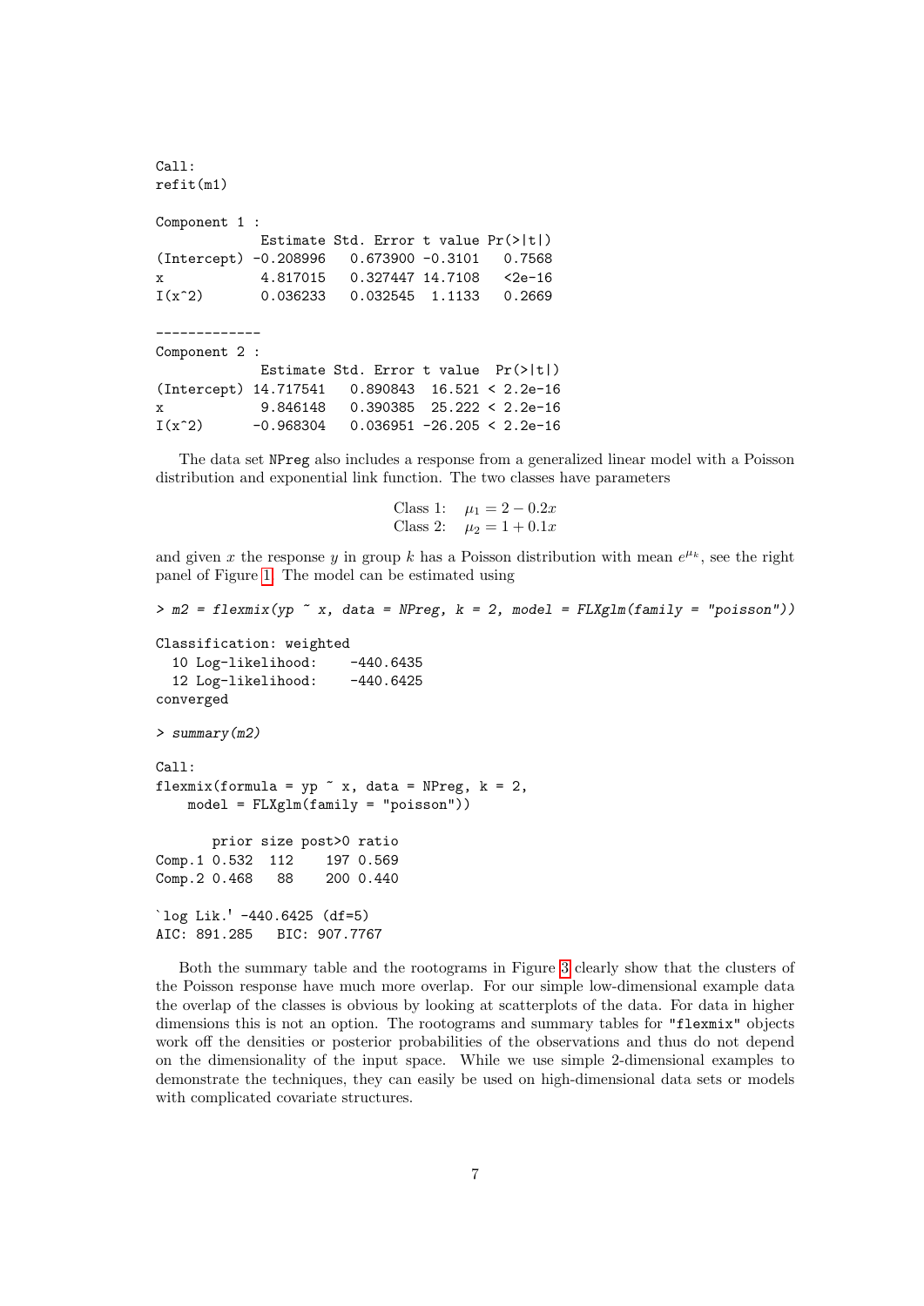```
Call:
refit(m1)

Component 1 :
            Estimate Std. Error t value Pr(>|t|)
(Intercept) -0.208996   0.673900 -0.3101   0.7568
x            4.817015   0.327447 14.7108   <2e-16
I(x^2)       0.036233   0.032545  1.1133   0.2669

-------------
Component 2 :
            Estimate Std. Error t value  Pr(>|t|)
(Intercept) 14.717541   0.890843  16.521 < 2.2e-16
x            9.846148   0.390385  25.222 < 2.2e-16
I(x^2)      -0.968304   0.036951 -26.205 < 2.2e-16
```

The data set `NPreg` also includes a response from a generalized linear model with a Poisson distribution and exponential link function. The two classes have parameters

$$\begin{array}{ll} \text{Class 1:} & \mu_1 = 2 - 0.2x \\ \text{Class 2:} & \mu_2 = 1 + 0.1x \end{array}$$

and given $x$ the response $y$ in group $k$ has a Poisson distribution with mean $e^{\mu_k}$, see the right panel of Figure 1. The model can be estimated using

```
> m2 = flexmix(yp ~ x, data = NPreg, k = 2, model = FLXglm(family = "poisson"))

Classification: weighted
  10 Log-likelihood:    -440.6435
  12 Log-likelihood:    -440.6425
converged

> summary(m2)

Call:
flexmix(formula = yp ~ x, data = NPreg, k = 2,
    model = FLXglm(family = "poisson"))

       prior size post>0 ratio
Comp.1 0.532  112    197 0.569
Comp.2 0.468   88    200 0.440

`log Lik.' -440.6425 (df=5)
AIC: 891.285   BIC: 907.7767
```

Both the summary table and the rootograms in Figure 3 clearly show that the clusters of the Poisson response have much more overlap. For our simple low-dimensional example data the overlap of the classes is obvious by looking at scatterplots of the data. For data in higher dimensions this is not an option. The rootograms and summary tables for `"flexmix"` objects work off the densities or posterior probabilities of the observations and thus do not depend on the dimensionality of the input space. While we use simple 2-dimensional examples to demonstrate the techniques, they can easily be used on high-dimensional data sets or models with complicated covariate structures.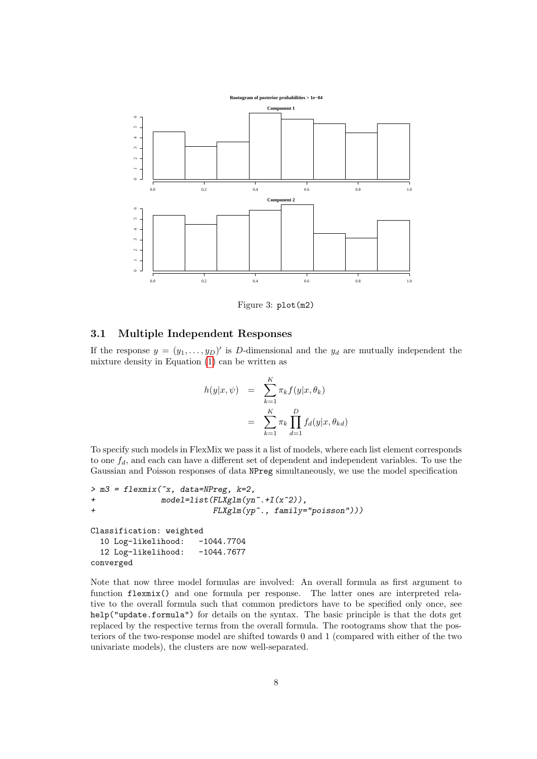Figure 3: plot(m2)

### 3.1 Multiple Independent Responses

If the response $y = (y_1, \ldots, y_D)'$ is $D$-dimensional and the $y_d$ are mutually independent the mixture density in Equation (1) can be written as

$$
\begin{aligned}
h(y|x,\psi) &= \sum_{k=1}^{K} \pi_k f(y|x,\theta_k) \\
&= \sum_{k=1}^{K} \pi_k \prod_{d=1}^{D} f_d(y|x,\theta_{kd})
\end{aligned}
$$

To specify such models in FlexMix we pass it a list of models, where each list element corresponds to one $f_d$, and each can have a different set of dependent and independent variables. To use the Gaussian and Poisson responses of data NPreg simultaneously, we use the model specification

```
> m3 = flexmix(~x, data=NPreg, k=2,
+             model=list(FLXglm(yn~.+I(x^2)),
+                        FLXglm(yp~., family="poisson")))

Classification: weighted
  10 Log-likelihood:   -1044.7704
  12 Log-likelihood:   -1044.7677
converged
```

Note that now three model formulas are involved: An overall formula as first argument to function flexmix() and one formula per response. The latter ones are interpreted relative to the overall formula such that common predictors have to be specified only once, see help("update.formula") for details on the syntax. The basic principle is that the dots get replaced by the respective terms from the overall formula. The rootograms show that the posteriors of the two-response model are shifted towards 0 and 1 (compared with either of the two univariate models), the clusters are now well-separated.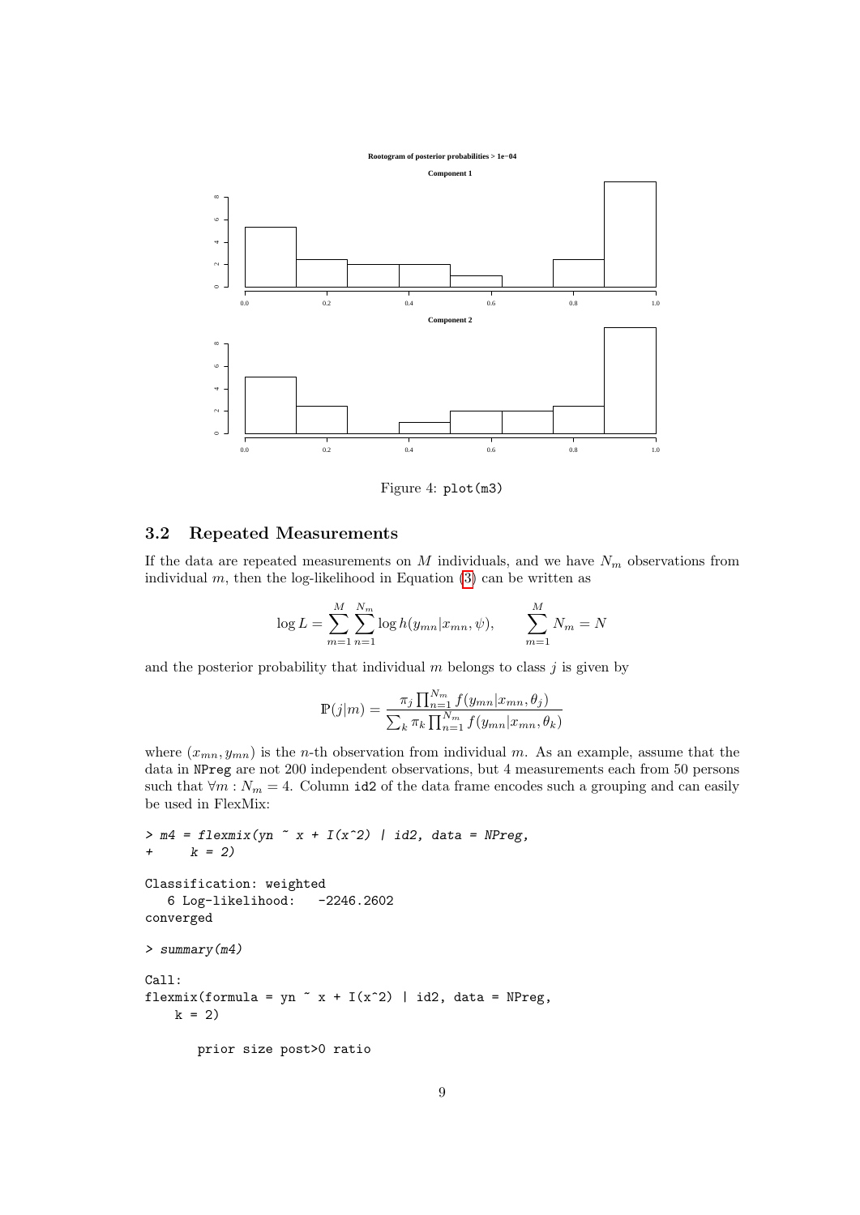Figure 4: `plot(m3)`

## 3.2 Repeated Measurements

If the data are repeated measurements on $M$ individuals, and we have $N_m$ observations from individual $m$, then the log-likelihood in Equation (3) can be written as

$$\log L = \sum_{m=1}^{M} \sum_{n=1}^{N_m} \log h(y_{mn}|x_{mn}, \psi), \qquad \sum_{m=1}^{M} N_m = N$$

and the posterior probability that individual $m$ belongs to class $j$ is given by

$$\mathbb{P}(j|m) = \frac{\pi_j \prod_{n=1}^{N_m} f(y_{mn}|x_{mn}, \theta_j)}{\sum_k \pi_k \prod_{n=1}^{N_m} f(y_{mn}|x_{mn}, \theta_k)}$$

where $(x_{mn}, y_{mn})$ is the $n$-th observation from individual $m$. As an example, assume that the data in `NPreg` are not 200 independent observations, but 4 measurements each from 50 persons such that $\forall m : N_m = 4$. Column `id2` of the data frame encodes such a grouping and can easily be used in FlexMix:

```
> m4 = flexmix(yn ~ x + I(x^2) | id2, data = NPreg,
+     k = 2)

Classification: weighted
   6 Log-likelihood:   -2246.2602
converged

> summary(m4)

Call:
flexmix(formula = yn ~ x + I(x^2) | id2, data = NPreg,
    k = 2)

       prior size post>0 ratio
```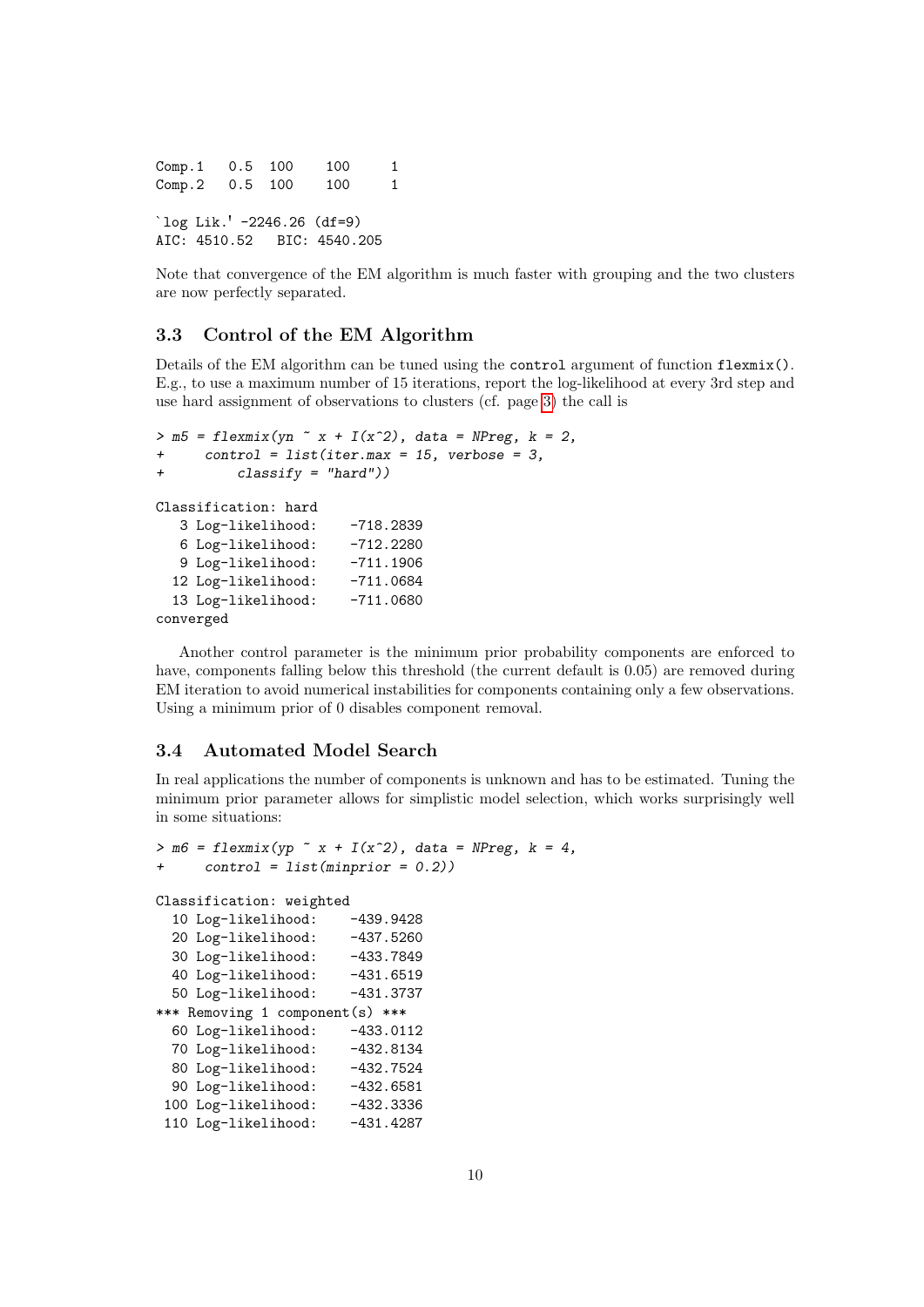```
Comp.1   0.5  100    100     1
Comp.2   0.5  100    100     1

`log Lik.' -2246.26 (df=9)
AIC: 4510.52   BIC: 4540.205
```

Note that convergence of the EM algorithm is much faster with grouping and the two clusters are now perfectly separated.

### 3.3 Control of the EM Algorithm

Details of the EM algorithm can be tuned using the `control` argument of function `flexmix()`. E.g., to use a maximum number of 15 iterations, report the log-likelihood at every 3rd step and use hard assignment of observations to clusters (cf. page 3) the call is

```
> m5 = flexmix(yn ~ x + I(x^2), data = NPreg, k = 2,
+     control = list(iter.max = 15, verbose = 3,
+         classify = "hard"))

Classification: hard
   3 Log-likelihood:    -718.2839
   6 Log-likelihood:    -712.2280
   9 Log-likelihood:    -711.1906
  12 Log-likelihood:    -711.0684
  13 Log-likelihood:    -711.0680
converged
```

Another control parameter is the minimum prior probability components are enforced to have, components falling below this threshold (the current default is 0.05) are removed during EM iteration to avoid numerical instabilities for components containing only a few observations. Using a minimum prior of 0 disables component removal.

### 3.4 Automated Model Search

In real applications the number of components is unknown and has to be estimated. Tuning the minimum prior parameter allows for simplistic model selection, which works surprisingly well in some situations:

```
> m6 = flexmix(yp ~ x + I(x^2), data = NPreg, k = 4,
+     control = list(minprior = 0.2))

Classification: weighted
  10 Log-likelihood:    -439.9428
  20 Log-likelihood:    -437.5260
  30 Log-likelihood:    -433.7849
  40 Log-likelihood:    -431.6519
  50 Log-likelihood:    -431.3737
*** Removing 1 component(s) ***
  60 Log-likelihood:    -433.0112
  70 Log-likelihood:    -432.8134
  80 Log-likelihood:    -432.7524
  90 Log-likelihood:    -432.6581
 100 Log-likelihood:    -432.3336
 110 Log-likelihood:    -431.4287
```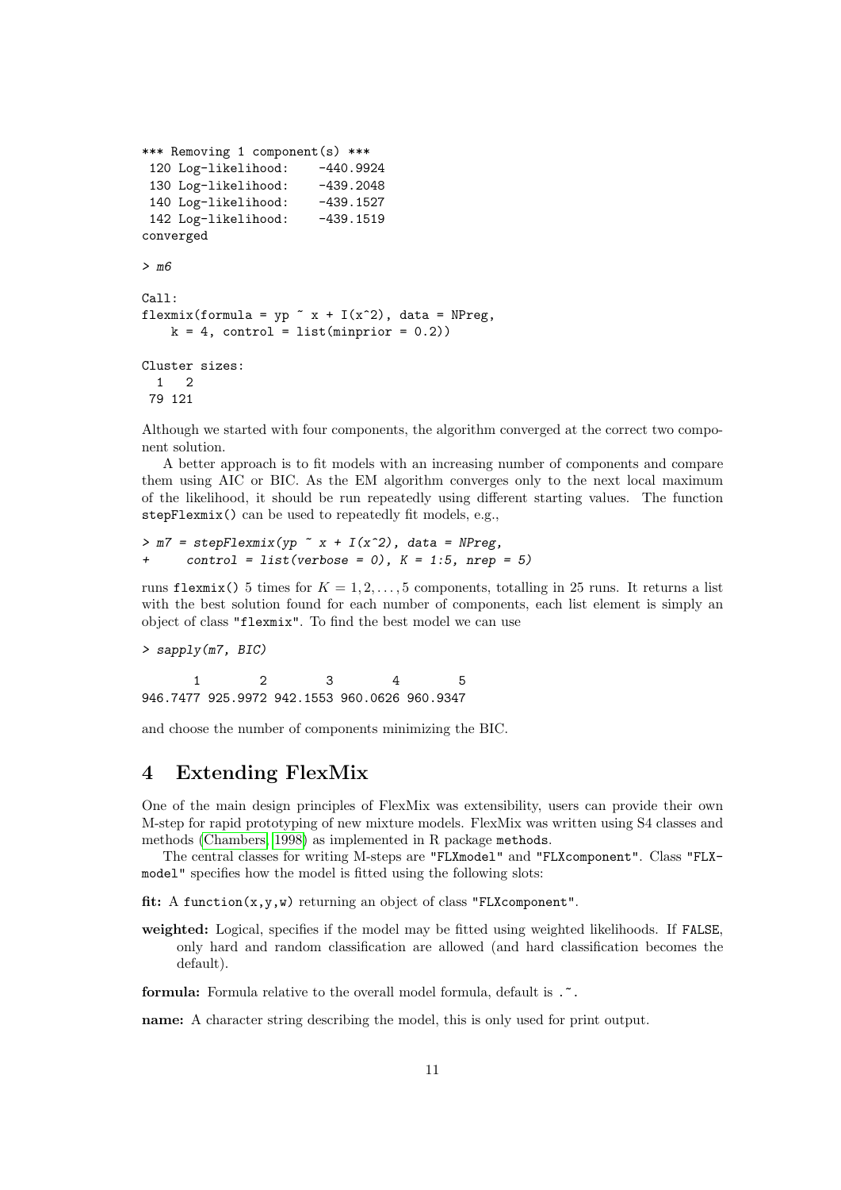```
*** Removing 1 component(s) ***
 120 Log-likelihood:    -440.9924
 130 Log-likelihood:    -439.2048
 140 Log-likelihood:    -439.1527
 142 Log-likelihood:    -439.1519
converged

> m6

Call:
flexmix(formula = yp ~ x + I(x^2), data = NPreg,
    k = 4, control = list(minprior = 0.2))

Cluster sizes:
  1   2
 79 121
```

Although we started with four components, the algorithm converged at the correct two component solution.

A better approach is to fit models with an increasing number of components and compare them using AIC or BIC. As the EM algorithm converges only to the next local maximum of the likelihood, it should be run repeatedly using different starting values. The function `stepFlexmix()` can be used to repeatedly fit models, e.g.,

```
> m7 = stepFlexmix(yp ~ x + I(x^2), data = NPreg,
+     control = list(verbose = 0), K = 1:5, nrep = 5)
```

runs `flexmix()` 5 times for $K = 1, 2, \ldots, 5$ components, totalling in 25 runs. It returns a list with the best solution found for each number of components, each list element is simply an object of class `"flexmix"`. To find the best model we can use

```
> sapply(m7, BIC)

       1        2        3        4        5
946.7477 925.9972 942.1553 960.0626 960.9347
```

and choose the number of components minimizing the BIC.

# 4 Extending FlexMix

One of the main design principles of FlexMix was extensibility, users can provide their own M-step for rapid prototyping of new mixture models. FlexMix was written using S4 classes and methods (Chambers, 1998) as implemented in R package `methods`.

The central classes for writing M-steps are `"FLXmodel"` and `"FLXcomponent"`. Class `"FLXmodel"` specifies how the model is fitted using the following slots:

**fit:** A `function(x,y,w)` returning an object of class `"FLXcomponent"`.

**weighted:** Logical, specifies if the model may be fitted using weighted likelihoods. If `FALSE`, only hard and random classification are allowed (and hard classification becomes the default).

**formula:** Formula relative to the overall model formula, default is `.~.`

**name:** A character string describing the model, this is only used for print output.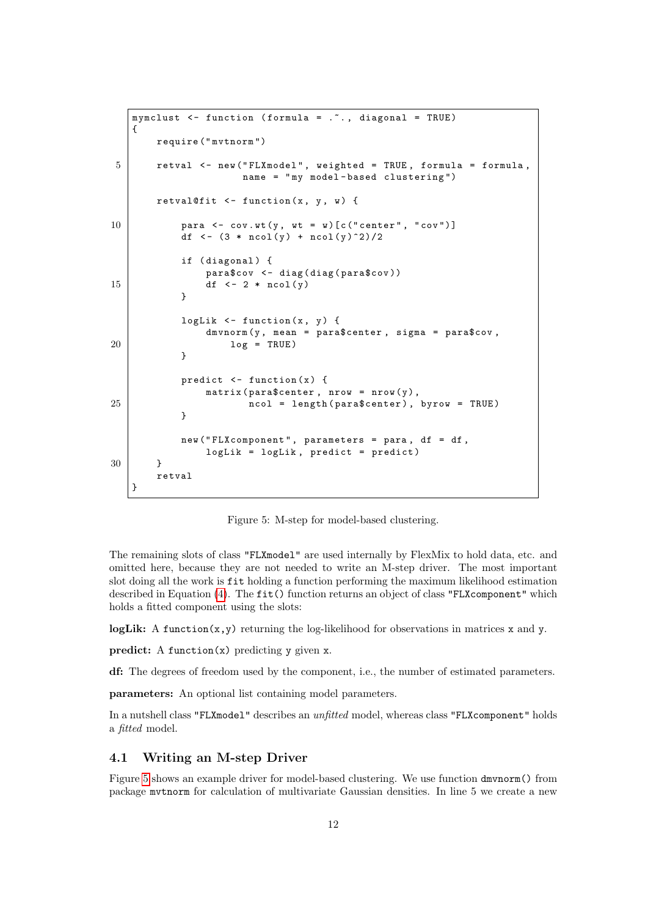```
mymclust <- function (formula = .~., diagonal = TRUE)
{
    require("mvtnorm")

    retval <- new("FLXmodel", weighted = TRUE, formula = formula,
                  name = "my model-based clustering")

    retval@fit <- function(x, y, w) {

        para <- cov.wt(y, wt = w)[c("center", "cov")]
        df <- (3 * ncol(y) + ncol(y)^2)/2

        if (diagonal) {
            para$cov <- diag(diag(para$cov))
            df <- 2 * ncol(y)
        }

        logLik <- function(x, y) {
            dmvnorm(y, mean = para$center, sigma = para$cov,
                log = TRUE)
        }

        predict <- function(x) {
            matrix(para$center, nrow = nrow(y),
                   ncol = length(para$center), byrow = TRUE)
        }

        new("FLXcomponent", parameters = para, df = df,
            logLik = logLik, predict = predict)
    }
    retval
}
```

Figure 5: M-step for model-based clustering.

The remaining slots of class "FLXmodel" are used internally by FlexMix to hold data, etc. and omitted here, because they are not needed to write an M-step driver. The most important slot doing all the work is fit holding a function performing the maximum likelihood estimation described in Equation (4). The fit() function returns an object of class "FLXcomponent" which holds a fitted component using the slots:

**logLik:** A function(x,y) returning the log-likelihood for observations in matrices x and y.

**predict:** A function(x) predicting y given x.

**df:** The degrees of freedom used by the component, i.e., the number of estimated parameters.

**parameters:** An optional list containing model parameters.

In a nutshell class "FLXmodel" describes an *unfitted* model, whereas class "FLXcomponent" holds a *fitted* model.

### 4.1 Writing an M-step Driver

Figure 5 shows an example driver for model-based clustering. We use function dmvnorm() from package mvtnorm for calculation of multivariate Gaussian densities. In line 5 we create a new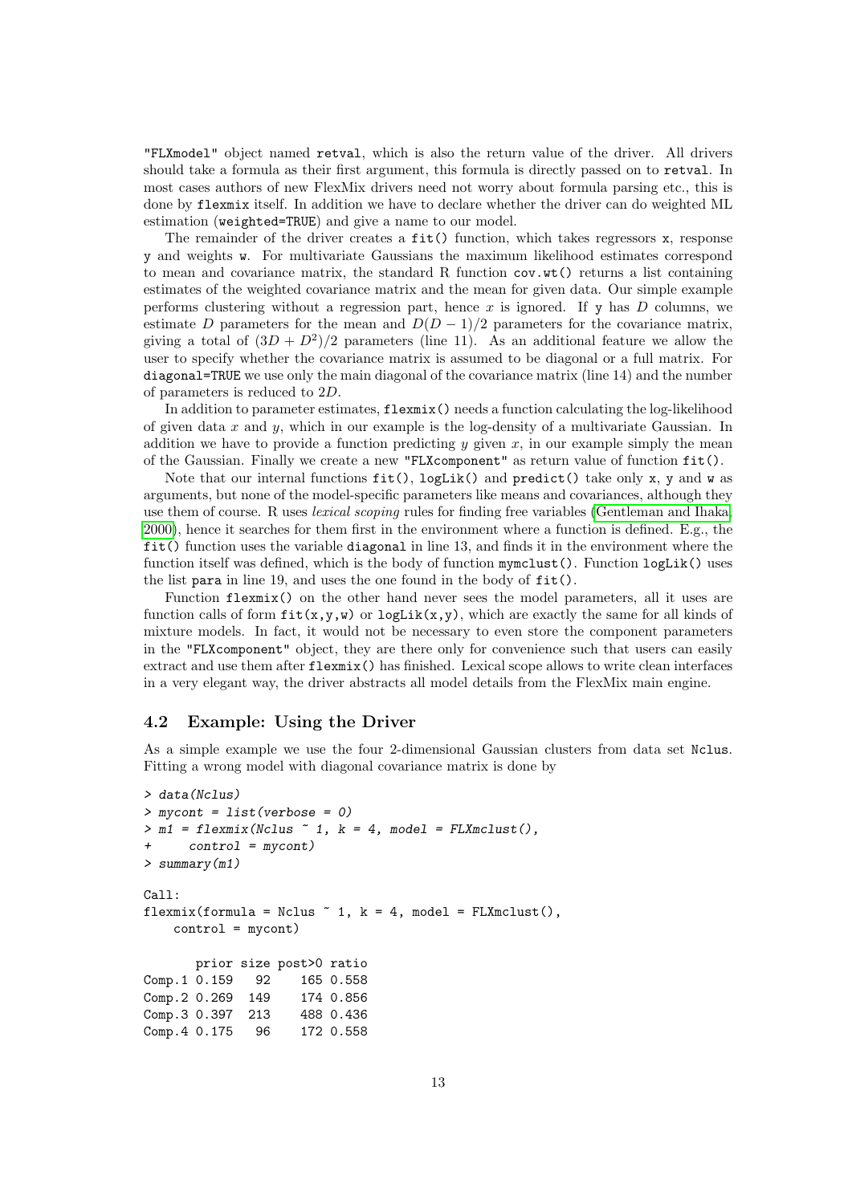"FLXmodel" object named retval, which is also the return value of the driver. All drivers should take a formula as their first argument, this formula is directly passed on to retval. In most cases authors of new FlexMix drivers need not worry about formula parsing etc., this is done by flexmix itself. In addition we have to declare whether the driver can do weighted ML estimation (weighted=TRUE) and give a name to our model.

The remainder of the driver creates a fit() function, which takes regressors x, response y and weights w. For multivariate Gaussians the maximum likelihood estimates correspond to mean and covariance matrix, the standard R function cov.wt() returns a list containing estimates of the weighted covariance matrix and the mean for given data. Our simple example performs clustering without a regression part, hence $x$ is ignored. If y has $D$ columns, we estimate $D$ parameters for the mean and $D(D-1)/2$ parameters for the covariance matrix, giving a total of $(3D + D^2)/2$ parameters (line 11). As an additional feature we allow the user to specify whether the covariance matrix is assumed to be diagonal or a full matrix. For diagonal=TRUE we use only the main diagonal of the covariance matrix (line 14) and the number of parameters is reduced to $2D$.

In addition to parameter estimates, flexmix() needs a function calculating the log-likelihood of given data $x$ and $y$, which in our example is the log-density of a multivariate Gaussian. In addition we have to provide a function predicting $y$ given $x$, in our example simply the mean of the Gaussian. Finally we create a new "FLXcomponent" as return value of function fit().

Note that our internal functions fit(), logLik() and predict() take only x, y and w as arguments, but none of the model-specific parameters like means and covariances, although they use them of course. R uses *lexical scoping* rules for finding free variables (Gentleman and Ihaka, 2000), hence it searches for them first in the environment where a function is defined. E.g., the fit() function uses the variable diagonal in line 13, and finds it in the environment where the function itself was defined, which is the body of function mymclust(). Function logLik() uses the list para in line 19, and uses the one found in the body of fit().

Function flexmix() on the other hand never sees the model parameters, all it uses are function calls of form fit(x,y,w) or logLik(x,y), which are exactly the same for all kinds of mixture models. In fact, it would not be necessary to even store the component parameters in the "FLXcomponent" object, they are there only for convenience such that users can easily extract and use them after flexmix() has finished. Lexical scope allows to write clean interfaces in a very elegant way, the driver abstracts all model details from the FlexMix main engine.

### 4.2 Example: Using the Driver

As a simple example we use the four 2-dimensional Gaussian clusters from data set Nclus. Fitting a wrong model with diagonal covariance matrix is done by

```
> data(Nclus)
> mycont = list(verbose = 0)
> m1 = flexmix(Nclus ~ 1, k = 4, model = FLXmclust(),
+     control = mycont)
> summary(m1)

Call:
flexmix(formula = Nclus ~ 1, k = 4, model = FLXmclust(),
    control = mycont)

       prior size post>0 ratio
Comp.1 0.159   92    165 0.558
Comp.2 0.269  149    174 0.856
Comp.3 0.397  213    488 0.436
Comp.4 0.175   96    172 0.558
```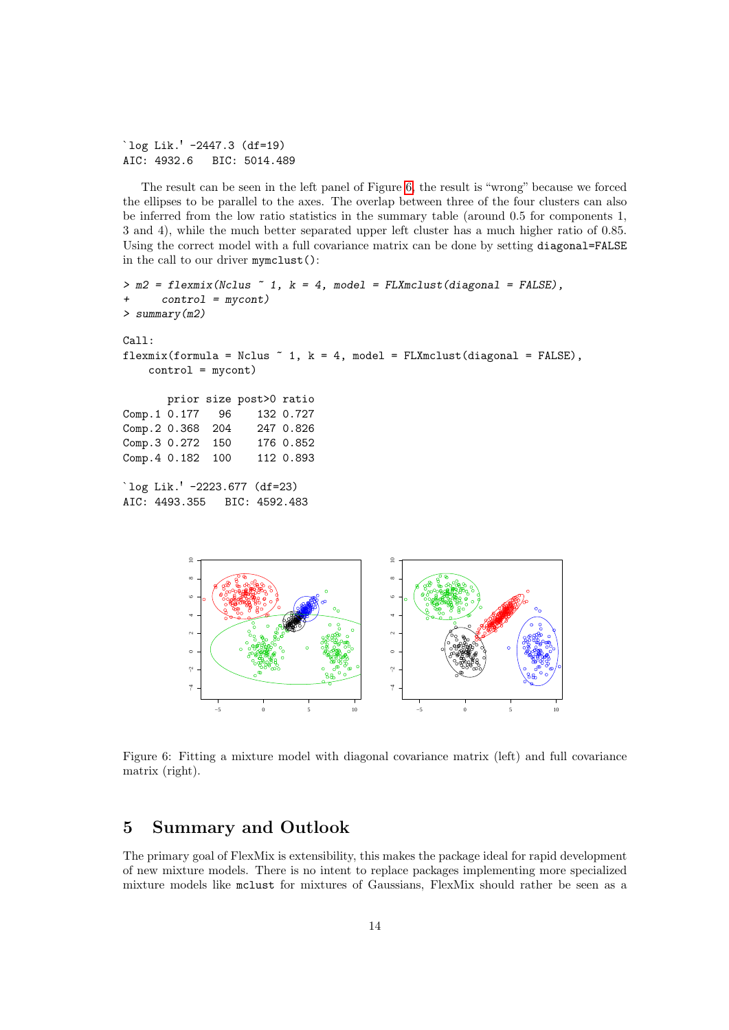```
`log Lik.' -2447.3 (df=19)
AIC: 4932.6   BIC: 5014.489
```

The result can be seen in the left panel of Figure 6, the result is "wrong" because we forced the ellipses to be parallel to the axes. The overlap between three of the four clusters can also be inferred from the low ratio statistics in the summary table (around 0.5 for components 1, 3 and 4), while the much better separated upper left cluster has a much higher ratio of 0.85. Using the correct model with a full covariance matrix can be done by setting `diagonal=FALSE` in the call to our driver `myclust()`:

```
> m2 = flexmix(Nclus ~ 1, k = 4, model = FLXmclust(diagonal = FALSE),
+     control = mycont)
> summary(m2)

Call:
flexmix(formula = Nclus ~ 1, k = 4, model = FLXmclust(diagonal = FALSE),
    control = mycont)

       prior size post>0 ratio
Comp.1 0.177   96    132 0.727
Comp.2 0.368  204    247 0.826
Comp.3 0.272  150    176 0.852
Comp.4 0.182  100    112 0.893

`log Lik.' -2223.677 (df=23)
AIC: 4493.355   BIC: 4592.483
```

Figure 6: Fitting a mixture model with diagonal covariance matrix (left) and full covariance matrix (right).

## 5 Summary and Outlook

The primary goal of FlexMix is extensibility, this makes the package ideal for rapid development of new mixture models. There is no intent to replace packages implementing more specialized mixture models like `mclust` for mixtures of Gaussians, FlexMix should rather be seen as a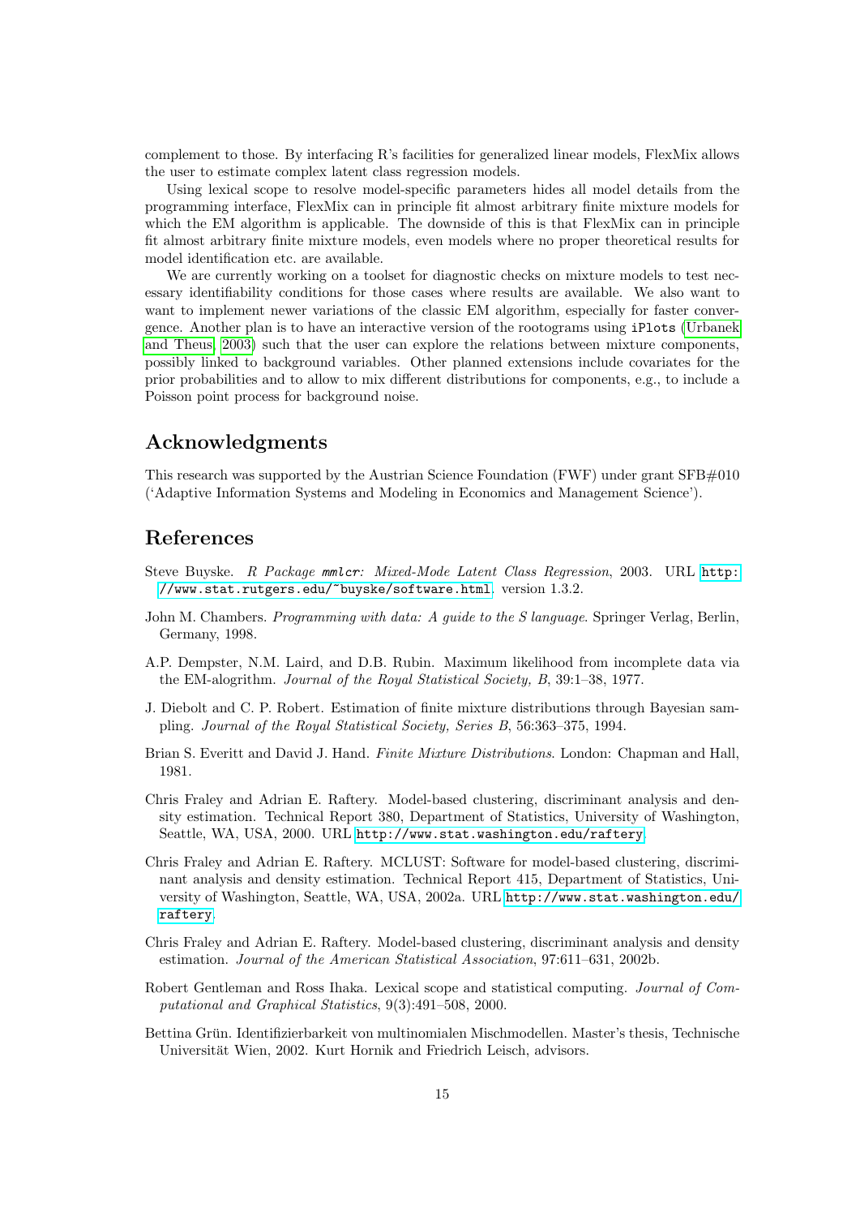complement to those. By interfacing R's facilities for generalized linear models, FlexMix allows the user to estimate complex latent class regression models.

Using lexical scope to resolve model-specific parameters hides all model details from the programming interface, FlexMix can in principle fit almost arbitrary finite mixture models for which the EM algorithm is applicable. The downside of this is that FlexMix can in principle fit almost arbitrary finite mixture models, even models where no proper theoretical results for model identification etc. are available.

We are currently working on a toolset for diagnostic checks on mixture models to test necessary identifiability conditions for those cases where results are available. We also want to want to implement newer variations of the classic EM algorithm, especially for faster convergence. Another plan is to have an interactive version of the rootograms using `iPlots` (Urbanek and Theus, 2003) such that the user can explore the relations between mixture components, possibly linked to background variables. Other planned extensions include covariates for the prior probabilities and to allow to mix different distributions for components, e.g., to include a Poisson point process for background noise.

## Acknowledgments

This research was supported by the Austrian Science Foundation (FWF) under grant SFB#010 ('Adaptive Information Systems and Modeling in Economics and Management Science').

## References

Steve Buyske. *R Package mmlcr: Mixed-Mode Latent Class Regression*, 2003. URL `http://www.stat.rutgers.edu/~buyske/software.html`. version 1.3.2.

John M. Chambers. *Programming with data: A guide to the S language*. Springer Verlag, Berlin, Germany, 1998.

A.P. Dempster, N.M. Laird, and D.B. Rubin. Maximum likelihood from incomplete data via the EM-alogrithm. *Journal of the Royal Statistical Society, B*, 39:1–38, 1977.

J. Diebolt and C. P. Robert. Estimation of finite mixture distributions through Bayesian sampling. *Journal of the Royal Statistical Society, Series B*, 56:363–375, 1994.

Brian S. Everitt and David J. Hand. *Finite Mixture Distributions*. London: Chapman and Hall, 1981.

Chris Fraley and Adrian E. Raftery. Model-based clustering, discriminant analysis and density estimation. Technical Report 380, Department of Statistics, University of Washington, Seattle, WA, USA, 2000. URL `http://www.stat.washington.edu/raftery`.

Chris Fraley and Adrian E. Raftery. MCLUST: Software for model-based clustering, discriminant analysis and density estimation. Technical Report 415, Department of Statistics, University of Washington, Seattle, WA, USA, 2002a. URL `http://www.stat.washington.edu/raftery`.

Chris Fraley and Adrian E. Raftery. Model-based clustering, discriminant analysis and density estimation. *Journal of the American Statistical Association*, 97:611–631, 2002b.

Robert Gentleman and Ross Ihaka. Lexical scope and statistical computing. *Journal of Computational and Graphical Statistics*, 9(3):491–508, 2000.

Bettina Grün. Identifizierbarkeit von multinomialen Mischmodellen. Master's thesis, Technische Universität Wien, 2002. Kurt Hornik and Friedrich Leisch, advisors.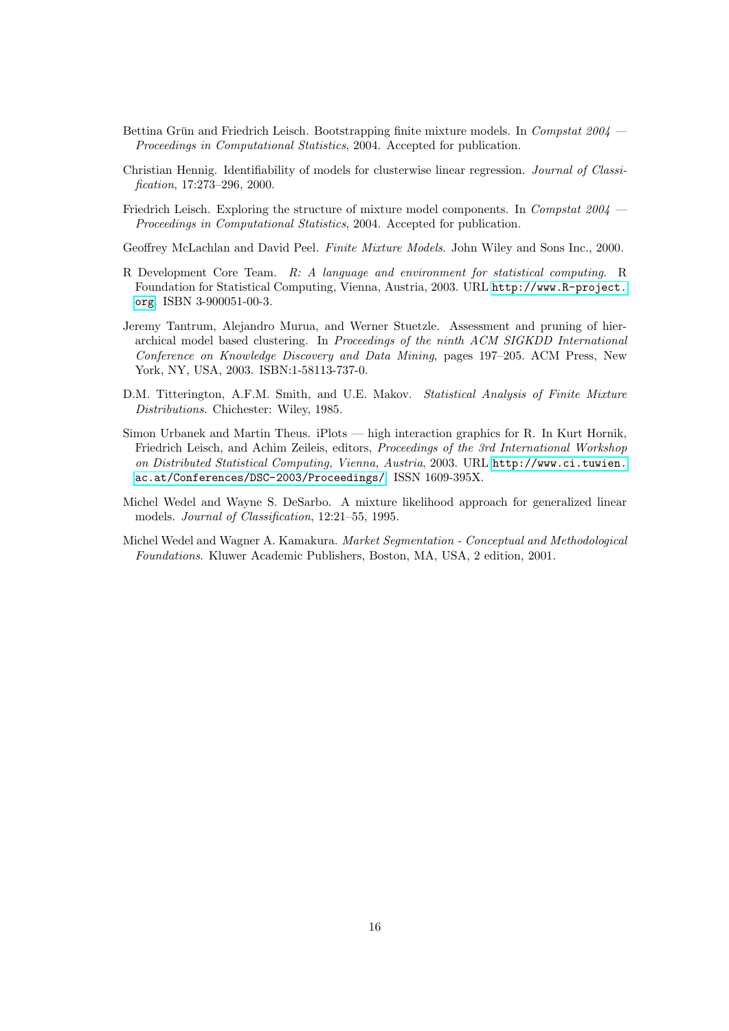Bettina Grün and Friedrich Leisch. Bootstrapping finite mixture models. In *Compstat 2004 — Proceedings in Computational Statistics*, 2004. Accepted for publication.

Christian Hennig. Identifiability of models for clusterwise linear regression. *Journal of Classification*, 17:273–296, 2000.

Friedrich Leisch. Exploring the structure of mixture model components. In *Compstat 2004 — Proceedings in Computational Statistics*, 2004. Accepted for publication.

Geoffrey McLachlan and David Peel. *Finite Mixture Models*. John Wiley and Sons Inc., 2000.

R Development Core Team. *R: A language and environment for statistical computing*. R Foundation for Statistical Computing, Vienna, Austria, 2003. URL http://www.R-project.org. ISBN 3-900051-00-3.

Jeremy Tantrum, Alejandro Murua, and Werner Stuetzle. Assessment and pruning of hierarchical model based clustering. In *Proceedings of the ninth ACM SIGKDD International Conference on Knowledge Discovery and Data Mining*, pages 197–205. ACM Press, New York, NY, USA, 2003. ISBN:1-58113-737-0.

D.M. Titterington, A.F.M. Smith, and U.E. Makov. *Statistical Analysis of Finite Mixture Distributions*. Chichester: Wiley, 1985.

Simon Urbanek and Martin Theus. iPlots — high interaction graphics for R. In Kurt Hornik, Friedrich Leisch, and Achim Zeileis, editors, *Proceedings of the 3rd International Workshop on Distributed Statistical Computing, Vienna, Austria*, 2003. URL http://www.ci.tuwien.ac.at/Conferences/DSC-2003/Proceedings/. ISSN 1609-395X.

Michel Wedel and Wayne S. DeSarbo. A mixture likelihood approach for generalized linear models. *Journal of Classification*, 12:21–55, 1995.

Michel Wedel and Wagner A. Kamakura. *Market Segmentation - Conceptual and Methodological Foundations*. Kluwer Academic Publishers, Boston, MA, USA, 2 edition, 2001.